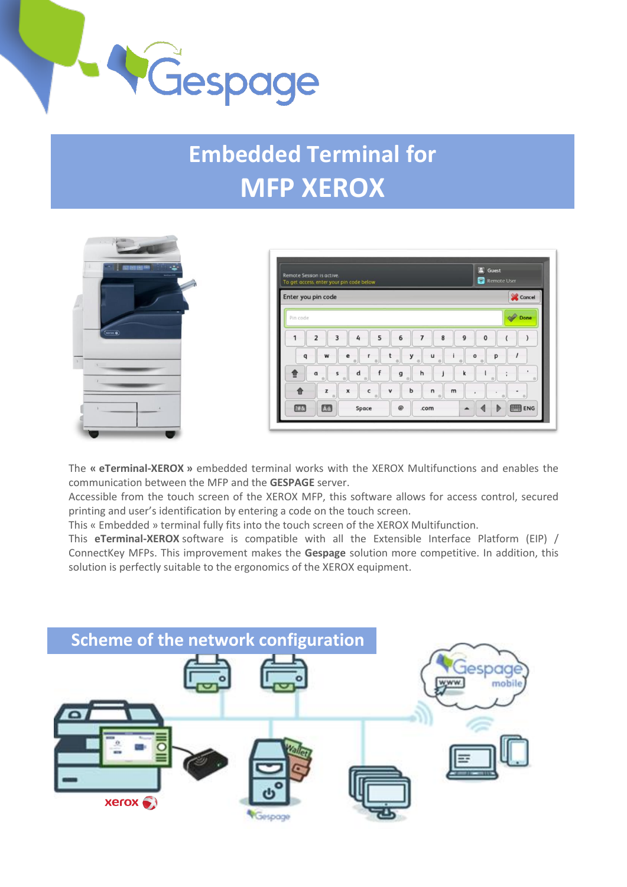# Embedded Terminal for MFP XEROX

The **« eTerminal-XEROX »** embedded terminal works with the XEROX Multifunctions and enables the communication between the MFP and the **GESPAGE** server.

Accessible from the touch screen of the XEROX MFP, this software allows for access control, secured printing and user's identification by entering a code on the touch screen.

This « Embedded » terminal fully fits into the touch screen of the XEROX Multifunction.

This **eTerminal-XEROX** software is compatible with all the Extensible Interface Platform (EIP) / ConnectKey MFPs. This improvement makes the **Gespage** solution more competitive. In addition, this solution is perfectly suitable to the ergonomics of the XEROX equipment.

## Scheme of the network configuration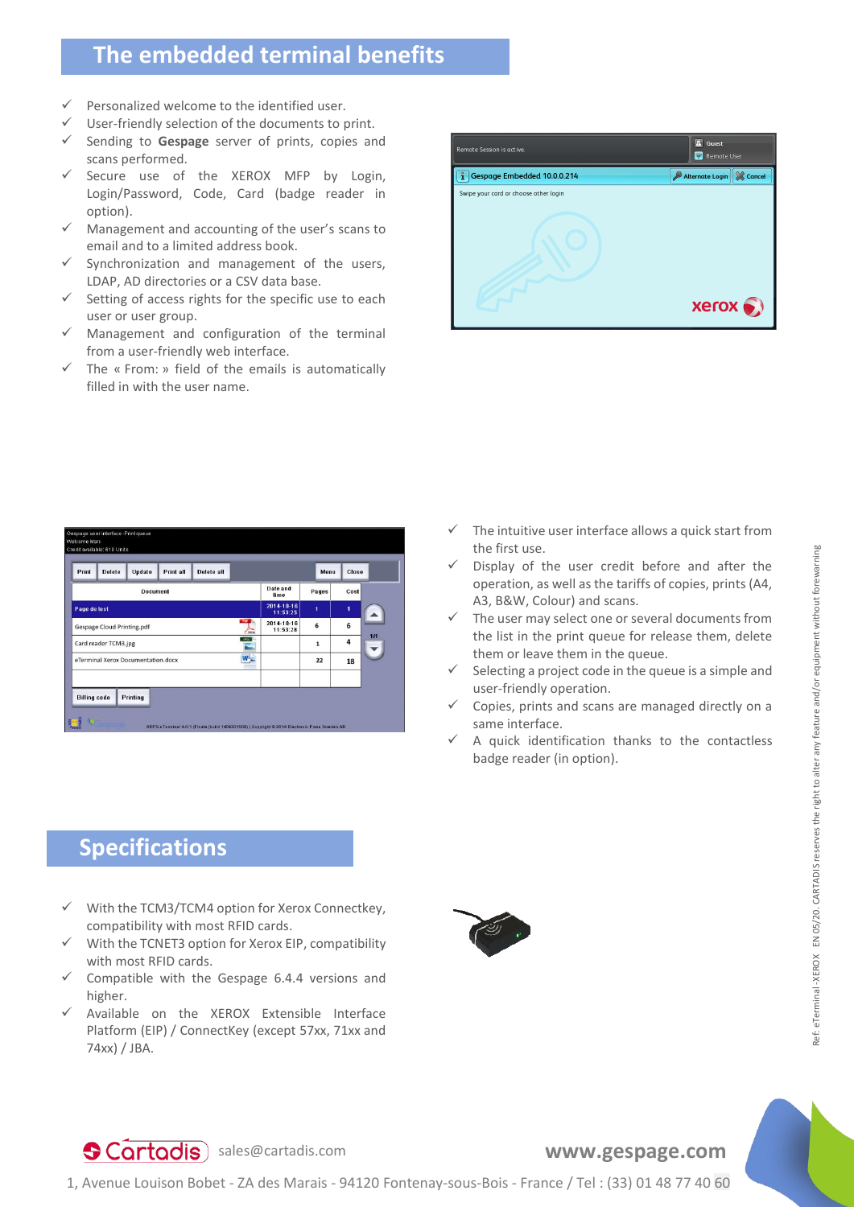## The embedded terminal benefits

- Personalized welcome to the identified user.
- User-friendly selection of the documents to print.
- Sending to **Gespage** server of prints, copies and scans performed.
- Secure use of the XEROX MFP by Login, Login/Password, Code, Card (badge reader in option).
- Management and accounting of the user's scans to email and to a limited address book.
- Synchronization and management of the users, LDAP, AD directories or a CSV data base.
- Setting of access rights for the specific use to each user or user group.
- Management and configuration of the terminal from a user-friendly web interface.
- The « From: » field of the emails is automatically filled in with the user name.

- The intuitive user interface allows a quick start from the first use.
- Display of the user credit before and after the operation, as well as the tariffs of copies, prints (A4, A3, B&W, Colour) and scans.
- The user may select one or several documents from the list in the print queue for release them, delete them or leave them in the queue.
- Selecting a project code in the queue is a simple and user-friendly operation.
- Copies, prints and scans are managed directly on a same interface.
- A quick identification thanks to the contactless badge reader (in option).

## Specifications

- With the TCM3/TCM4 option for Xerox Connectkey, compatibility with most RFID cards.
- With the TCNET3 option for Xerox EIP, compatibility with most RFID cards.
- Compatible with the Gespage 6.4.4 versions and higher.
- Available on the XEROX Extensible Interface Platform (EIP) / ConnectKey (except 57xx, 71xx and 74xx) / JBA.

Ref: eTerminal -XEROX EN 05/20. CARTADIS reserves the right to alter any feature and/or equipment without forewarning

Cartadis sales@cartadis.com www.gespage.com

1, Avenue Louison Bobet - ZA des Marais - 94120 Fontenay-sous-Bois - France / Tel : (33) 01 48 77 40 60